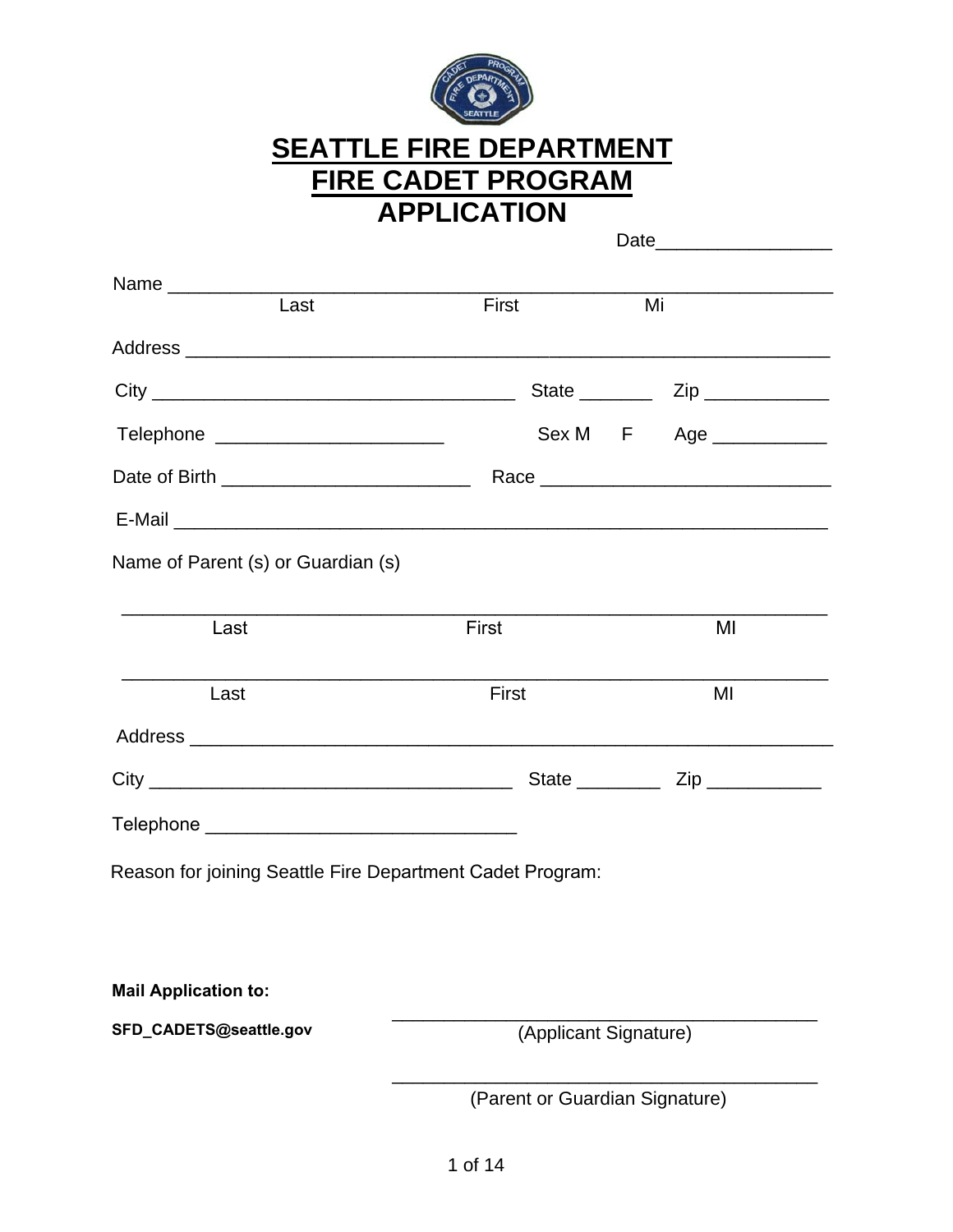# SEATTLE FIRE DEPARTMENT
# FIRE CADET PROGRAM
# APPLICATION

Date_________________

Name ____________________________________________________________
Last First Mi

Address __________________________________________________________

City ___________________________________ State _______ Zip ____________

Telephone ______________________ Sex M F Age ___________

Date of Birth ________________________ Race ____________________________

E-Mail ___________________________________________________________

Name of Parent (s) or Guardian (s)

____________________________________________________________________
Last First MI

____________________________________________________________________
Last First MI

Address __________________________________________________________

City ___________________________________ State ________ Zip ___________

Telephone ______________________________

Reason for joining Seattle Fire Department Cadet Program:

**Mail Application to:**

**SFD_CADETS@seattle.gov**

__________________________________________
(Applicant Signature)

__________________________________________
(Parent or Guardian Signature)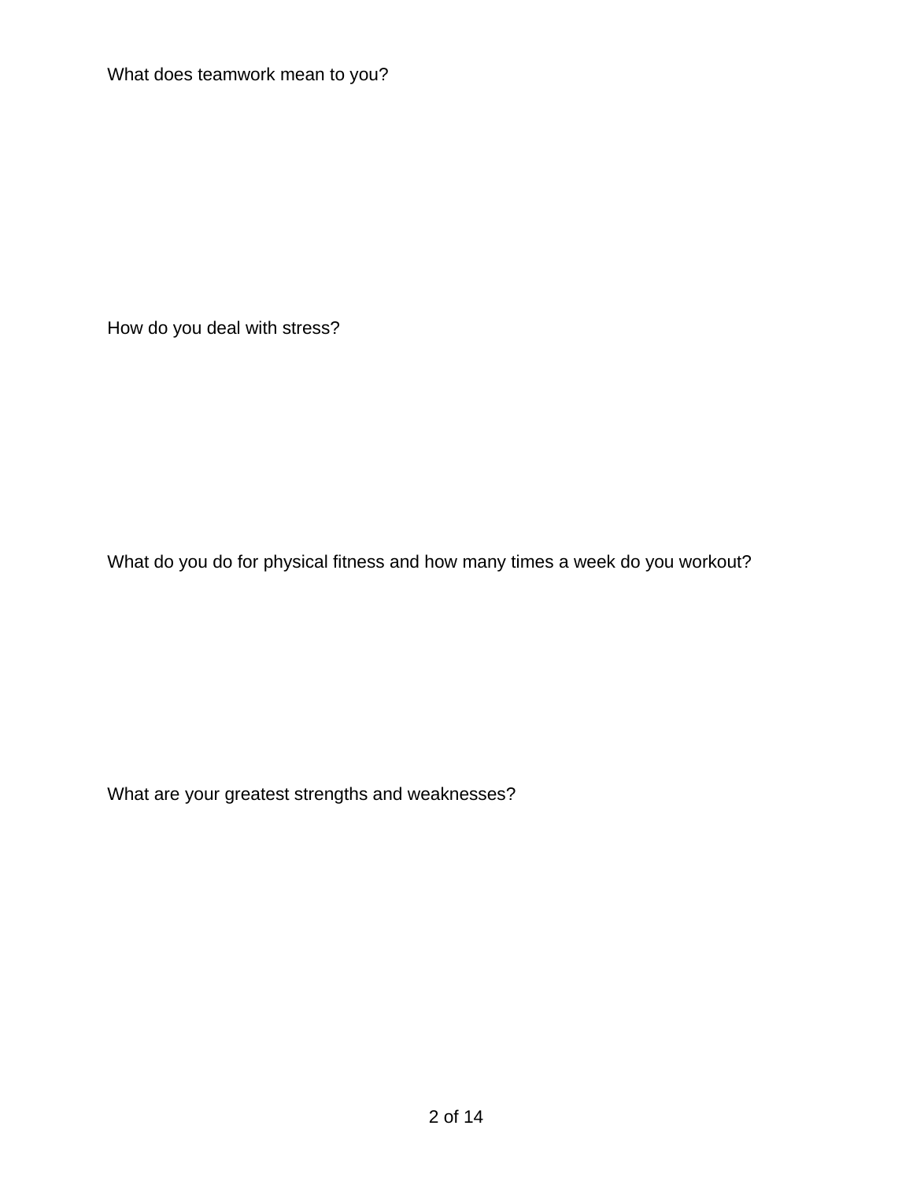What does teamwork mean to you?

How do you deal with stress?

What do you do for physical fitness and how many times a week do you workout?

What are your greatest strengths and weaknesses?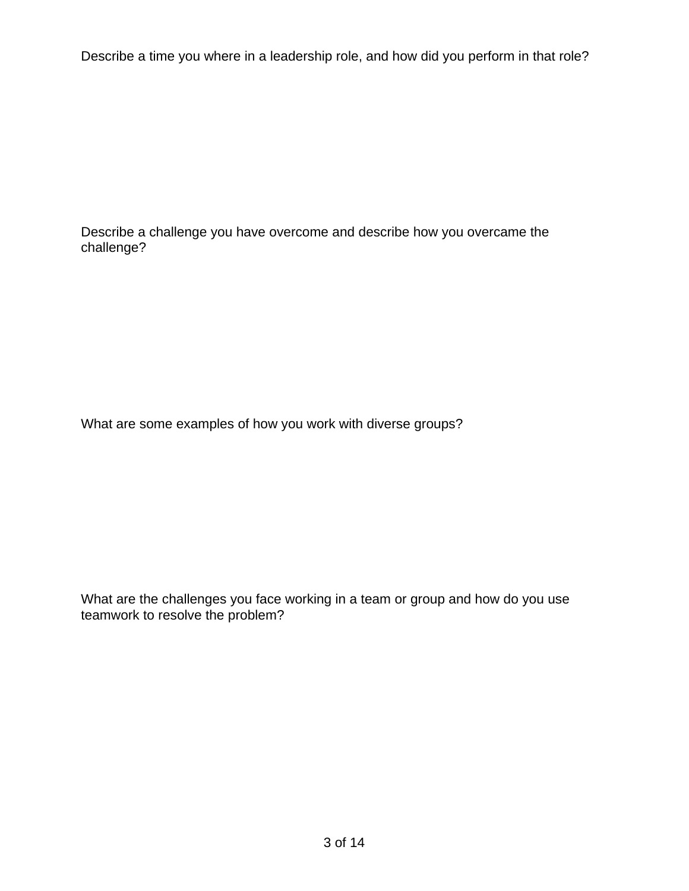Describe a time you where in a leadership role, and how did you perform in that role?

Describe a challenge you have overcome and describe how you overcame the challenge?

What are some examples of how you work with diverse groups?

What are the challenges you face working in a team or group and how do you use teamwork to resolve the problem?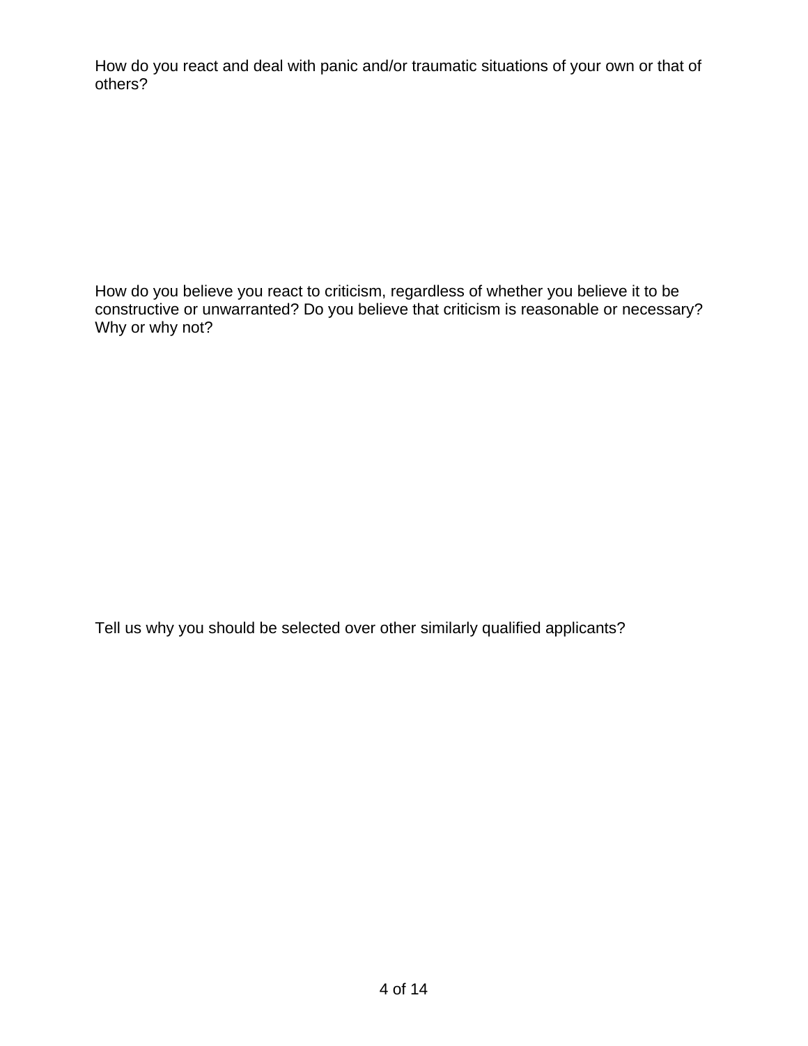How do you react and deal with panic and/or traumatic situations of your own or that of others?

How do you believe you react to criticism, regardless of whether you believe it to be constructive or unwarranted? Do you believe that criticism is reasonable or necessary? Why or why not?

Tell us why you should be selected over other similarly qualified applicants?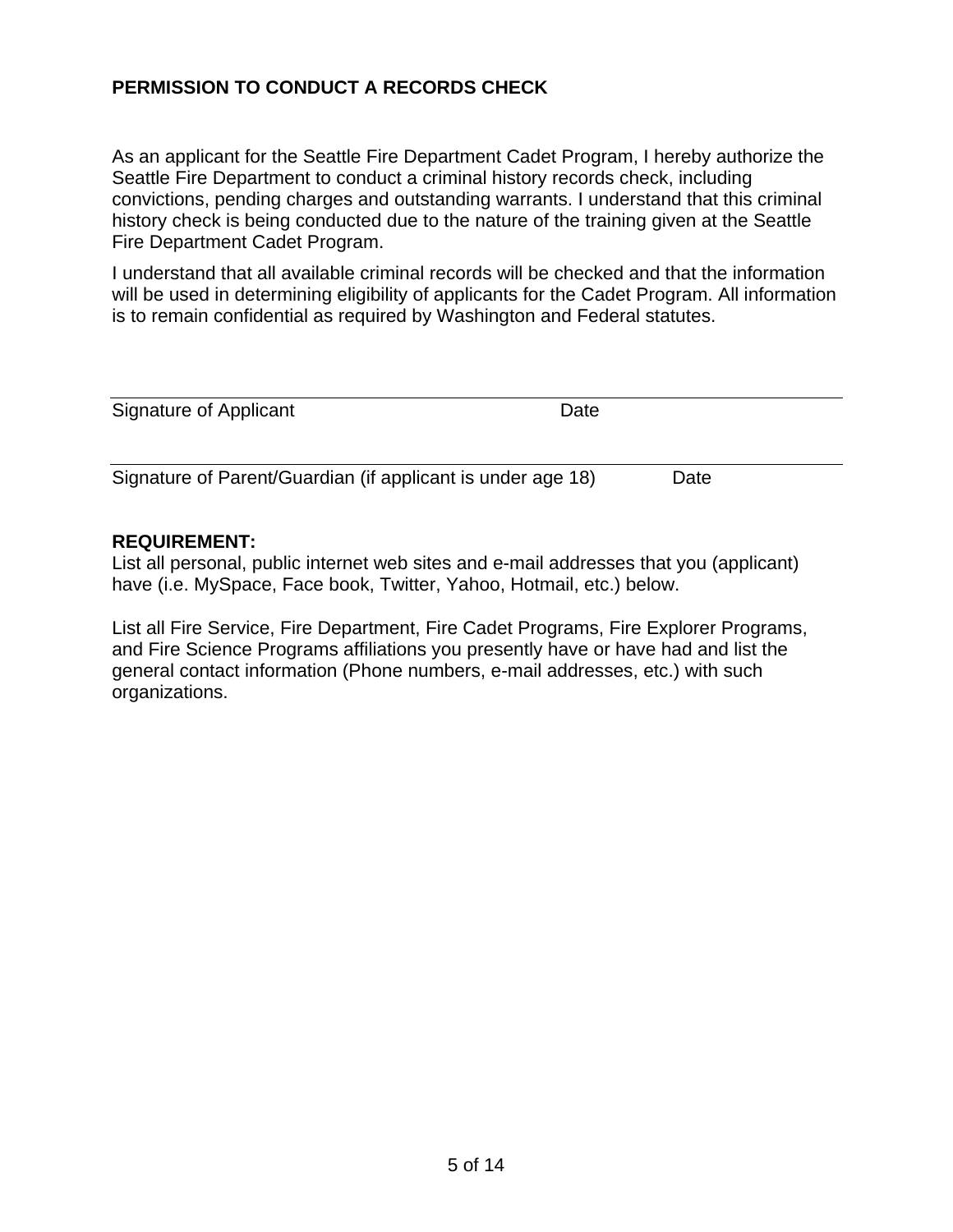**PERMISSION TO CONDUCT A RECORDS CHECK**

As an applicant for the Seattle Fire Department Cadet Program, I hereby authorize the Seattle Fire Department to conduct a criminal history records check, including convictions, pending charges and outstanding warrants. I understand that this criminal history check is being conducted due to the nature of the training given at the Seattle Fire Department Cadet Program.

I understand that all available criminal records will be checked and that the information will be used in determining eligibility of applicants for the Cadet Program. All information is to remain confidential as required by Washington and Federal statutes.

Signature of Applicant Date

Signature of Parent/Guardian (if applicant is under age 18) Date

**REQUIREMENT:**
List all personal, public internet web sites and e-mail addresses that you (applicant) have (i.e. MySpace, Face book, Twitter, Yahoo, Hotmail, etc.) below.

List all Fire Service, Fire Department, Fire Cadet Programs, Fire Explorer Programs, and Fire Science Programs affiliations you presently have or have had and list the general contact information (Phone numbers, e-mail addresses, etc.) with such organizations.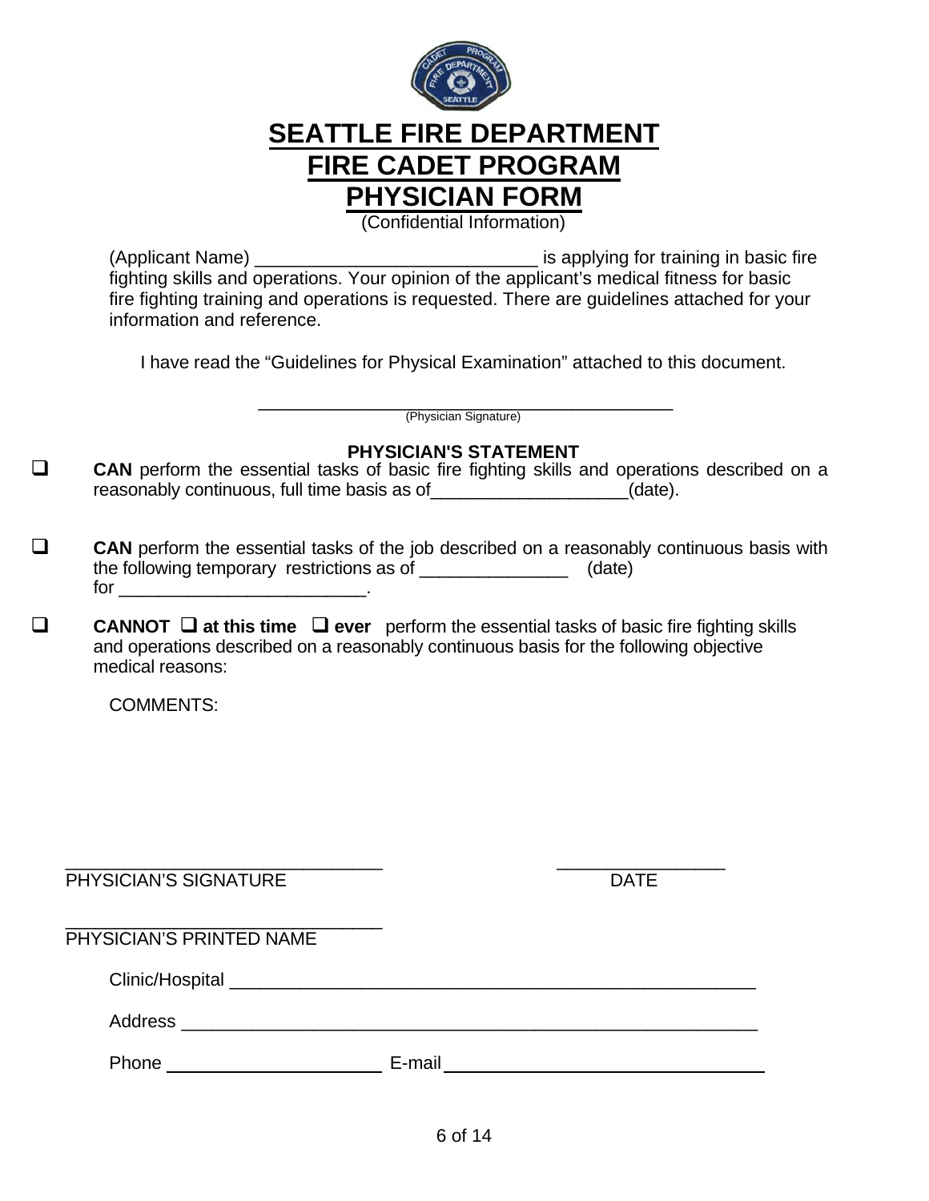# SEATTLE FIRE DEPARTMENT
# FIRE CADET PROGRAM
# PHYSICIAN FORM

(Confidential Information)

(Applicant Name) ____________________________ is applying for training in basic fire fighting skills and operations. Your opinion of the applicant's medical fitness for basic fire fighting training and operations is requested. There are guidelines attached for your information and reference.

I have read the "Guidelines for Physical Examination" attached to this document.

__________________________________________
(Physician Signature)

**PHYSICIAN'S STATEMENT**

- ❑ **CAN** perform the essential tasks of basic fire fighting skills and operations described on a reasonably continuous, full time basis as of____________________(date).

- ❑ **CAN** perform the essential tasks of the job described on a reasonably continuous basis with the following temporary restrictions as of _______________ (date) for _________________________.

- ❑ **CANNOT** ❑ **at this time** ❑ **ever** perform the essential tasks of basic fire fighting skills and operations described on a reasonably continuous basis for the following objective medical reasons:

COMMENTS:

________________________________ ________________
PHYSICIAN'S SIGNATURE DATE

________________________________
PHYSICIAN'S PRINTED NAME

Clinic/Hospital _____________________________________________________

Address ___________________________________________________________

Phone ______________________ E-mail ________________________________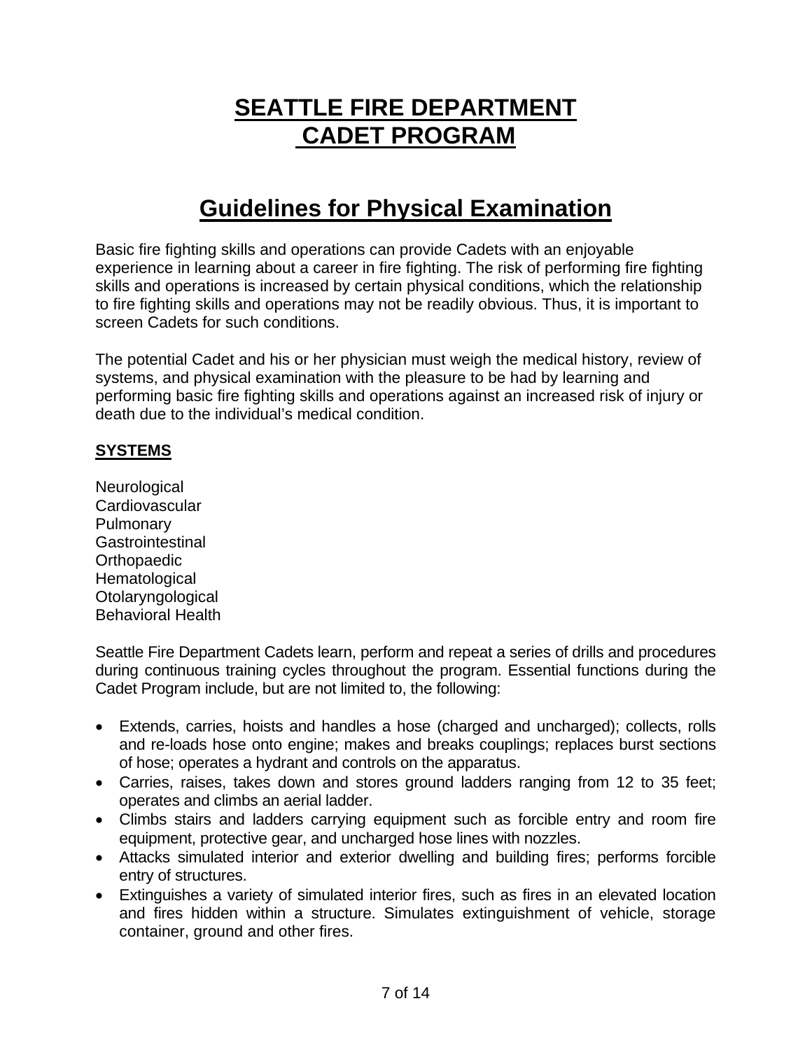# SEATTLE FIRE DEPARTMENT CADET PROGRAM

## Guidelines for Physical Examination

Basic fire fighting skills and operations can provide Cadets with an enjoyable experience in learning about a career in fire fighting. The risk of performing fire fighting skills and operations is increased by certain physical conditions, which the relationship to fire fighting skills and operations may not be readily obvious. Thus, it is important to screen Cadets for such conditions.

The potential Cadet and his or her physician must weigh the medical history, review of systems, and physical examination with the pleasure to be had by learning and performing basic fire fighting skills and operations against an increased risk of injury or death due to the individual's medical condition.

### SYSTEMS

Neurological
Cardiovascular
Pulmonary
Gastrointestinal
Orthopaedic
Hematological
Otolaryngological
Behavioral Health

Seattle Fire Department Cadets learn, perform and repeat a series of drills and procedures during continuous training cycles throughout the program. Essential functions during the Cadet Program include, but are not limited to, the following:

- Extends, carries, hoists and handles a hose (charged and uncharged); collects, rolls and re-loads hose onto engine; makes and breaks couplings; replaces burst sections of hose; operates a hydrant and controls on the apparatus.
- Carries, raises, takes down and stores ground ladders ranging from 12 to 35 feet; operates and climbs an aerial ladder.
- Climbs stairs and ladders carrying equipment such as forcible entry and room fire equipment, protective gear, and uncharged hose lines with nozzles.
- Attacks simulated interior and exterior dwelling and building fires; performs forcible entry of structures.
- Extinguishes a variety of simulated interior fires, such as fires in an elevated location and fires hidden within a structure. Simulates extinguishment of vehicle, storage container, ground and other fires.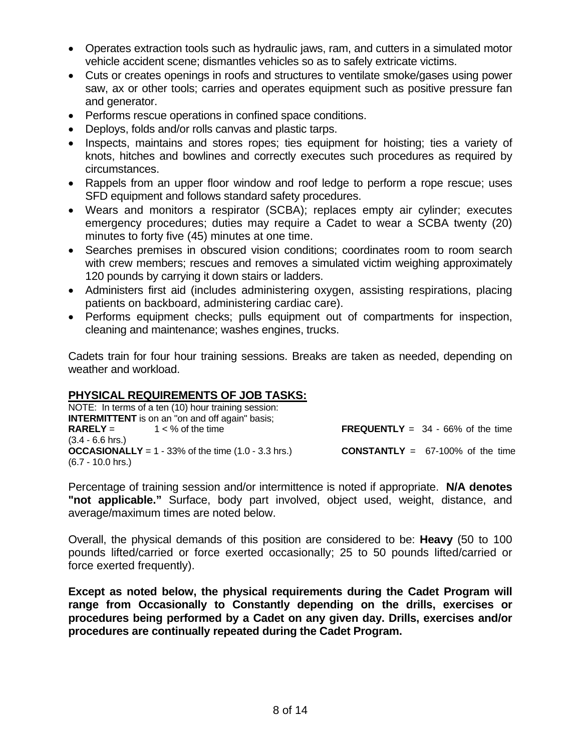- Operates extraction tools such as hydraulic jaws, ram, and cutters in a simulated motor vehicle accident scene; dismantles vehicles so as to safely extricate victims.
- Cuts or creates openings in roofs and structures to ventilate smoke/gases using power saw, ax or other tools; carries and operates equipment such as positive pressure fan and generator.
- Performs rescue operations in confined space conditions.
- Deploys, folds and/or rolls canvas and plastic tarps.
- Inspects, maintains and stores ropes; ties equipment for hoisting; ties a variety of knots, hitches and bowlines and correctly executes such procedures as required by circumstances.
- Rappels from an upper floor window and roof ledge to perform a rope rescue; uses SFD equipment and follows standard safety procedures.
- Wears and monitors a respirator (SCBA); replaces empty air cylinder; executes emergency procedures; duties may require a Cadet to wear a SCBA twenty (20) minutes to forty five (45) minutes at one time.
- Searches premises in obscured vision conditions; coordinates room to room search with crew members; rescues and removes a simulated victim weighing approximately 120 pounds by carrying it down stairs or ladders.
- Administers first aid (includes administering oxygen, assisting respirations, placing patients on backboard, administering cardiac care).
- Performs equipment checks; pulls equipment out of compartments for inspection, cleaning and maintenance; washes engines, trucks.

Cadets train for four hour training sessions. Breaks are taken as needed, depending on weather and workload.

## PHYSICAL REQUIREMENTS OF JOB TASKS:

NOTE: In terms of a ten (10) hour training session:
**INTERMITTENT** is on an "on and off again" basis;
**RARELY** = 1 < % of the time
**OCCASIONALLY** = 1 - 33% of the time (1.0 - 3.3 hrs.)
**FREQUENTLY** = 34 - 66% of the time (3.4 - 6.6 hrs.)
**CONSTANTLY** = 67-100% of the time (6.7 - 10.0 hrs.)

Percentage of training session and/or intermittence is noted if appropriate. **N/A denotes "not applicable."** Surface, body part involved, object used, weight, distance, and average/maximum times are noted below.

Overall, the physical demands of this position are considered to be: **Heavy** (50 to 100 pounds lifted/carried or force exerted occasionally; 25 to 50 pounds lifted/carried or force exerted frequently).

**Except as noted below, the physical requirements during the Cadet Program will range from Occasionally to Constantly depending on the drills, exercises or procedures being performed by a Cadet on any given day. Drills, exercises and/or procedures are continually repeated during the Cadet Program.**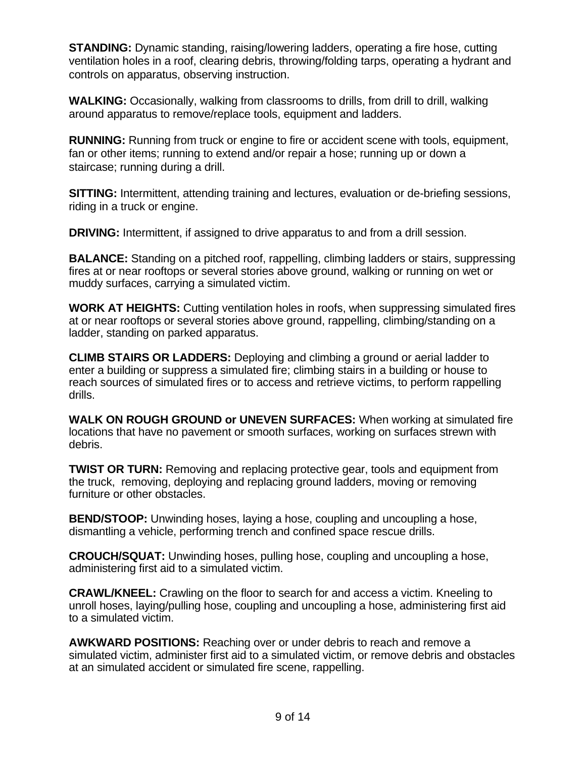**STANDING:** Dynamic standing, raising/lowering ladders, operating a fire hose, cutting ventilation holes in a roof, clearing debris, throwing/folding tarps, operating a hydrant and controls on apparatus, observing instruction.

**WALKING:** Occasionally, walking from classrooms to drills, from drill to drill, walking around apparatus to remove/replace tools, equipment and ladders.

**RUNNING:** Running from truck or engine to fire or accident scene with tools, equipment, fan or other items; running to extend and/or repair a hose; running up or down a staircase; running during a drill.

**SITTING:** Intermittent, attending training and lectures, evaluation or de-briefing sessions, riding in a truck or engine.

**DRIVING:** Intermittent, if assigned to drive apparatus to and from a drill session.

**BALANCE:** Standing on a pitched roof, rappelling, climbing ladders or stairs, suppressing fires at or near rooftops or several stories above ground, walking or running on wet or muddy surfaces, carrying a simulated victim.

**WORK AT HEIGHTS:** Cutting ventilation holes in roofs, when suppressing simulated fires at or near rooftops or several stories above ground, rappelling, climbing/standing on a ladder, standing on parked apparatus.

**CLIMB STAIRS OR LADDERS:** Deploying and climbing a ground or aerial ladder to enter a building or suppress a simulated fire; climbing stairs in a building or house to reach sources of simulated fires or to access and retrieve victims, to perform rappelling drills.

**WALK ON ROUGH GROUND or UNEVEN SURFACES:** When working at simulated fire locations that have no pavement or smooth surfaces, working on surfaces strewn with debris.

**TWIST OR TURN:** Removing and replacing protective gear, tools and equipment from the truck, removing, deploying and replacing ground ladders, moving or removing furniture or other obstacles.

**BEND/STOOP:** Unwinding hoses, laying a hose, coupling and uncoupling a hose, dismantling a vehicle, performing trench and confined space rescue drills.

**CROUCH/SQUAT:** Unwinding hoses, pulling hose, coupling and uncoupling a hose, administering first aid to a simulated victim.

**CRAWL/KNEEL:** Crawling on the floor to search for and access a victim. Kneeling to unroll hoses, laying/pulling hose, coupling and uncoupling a hose, administering first aid to a simulated victim.

**AWKWARD POSITIONS:** Reaching over or under debris to reach and remove a simulated victim, administer first aid to a simulated victim, or remove debris and obstacles at an simulated accident or simulated fire scene, rappelling.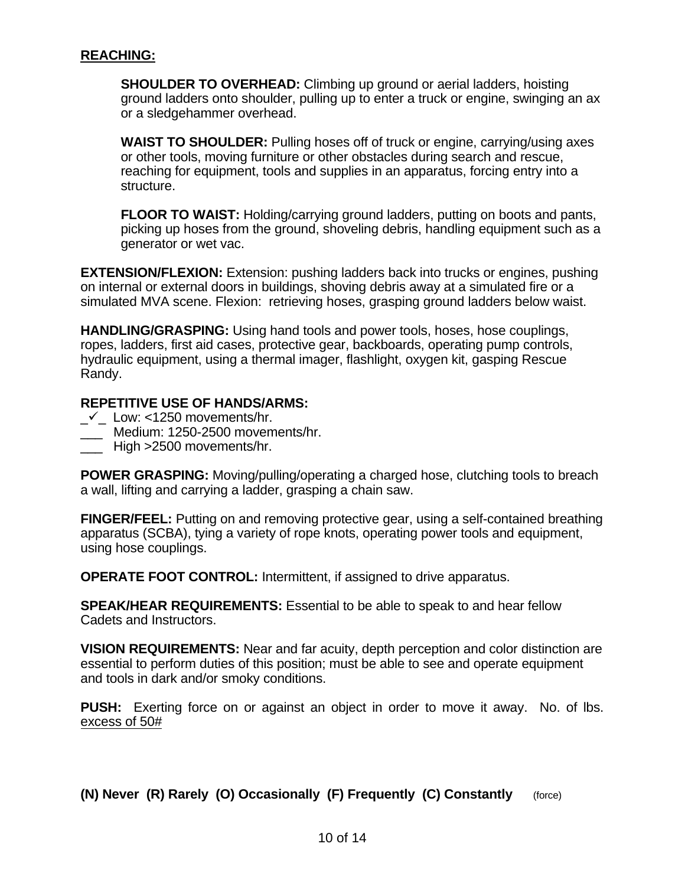**REACHING:**

> **SHOULDER TO OVERHEAD:** Climbing up ground or aerial ladders, hoisting ground ladders onto shoulder, pulling up to enter a truck or engine, swinging an ax or a sledgehammer overhead.
>
> **WAIST TO SHOULDER:** Pulling hoses off of truck or engine, carrying/using axes or other tools, moving furniture or other obstacles during search and rescue, reaching for equipment, tools and supplies in an apparatus, forcing entry into a structure.
>
> **FLOOR TO WAIST:** Holding/carrying ground ladders, putting on boots and pants, picking up hoses from the ground, shoveling debris, handling equipment such as a generator or wet vac.

**EXTENSION/FLEXION:** Extension: pushing ladders back into trucks or engines, pushing on internal or external doors in buildings, shoving debris away at a simulated fire or a simulated MVA scene. Flexion: retrieving hoses, grasping ground ladders below waist.

**HANDLING/GRASPING:** Using hand tools and power tools, hoses, hose couplings, ropes, ladders, first aid cases, protective gear, backboards, operating pump controls, hydraulic equipment, using a thermal imager, flashlight, oxygen kit, gasping Rescue Randy.

**REPETITIVE USE OF HANDS/ARMS:**

_✓_ Low: <1250 movements/hr.
___ Medium: 1250-2500 movements/hr.
___ High >2500 movements/hr.

**POWER GRASPING:** Moving/pulling/operating a charged hose, clutching tools to breach a wall, lifting and carrying a ladder, grasping a chain saw.

**FINGER/FEEL:** Putting on and removing protective gear, using a self-contained breathing apparatus (SCBA), tying a variety of rope knots, operating power tools and equipment, using hose couplings.

**OPERATE FOOT CONTROL:** Intermittent, if assigned to drive apparatus.

**SPEAK/HEAR REQUIREMENTS:** Essential to be able to speak to and hear fellow Cadets and Instructors.

**VISION REQUIREMENTS:** Near and far acuity, depth perception and color distinction are essential to perform duties of this position; must be able to see and operate equipment and tools in dark and/or smoky conditions.

**PUSH:** Exerting force on or against an object in order to move it away. No. of lbs. excess of 50#

**(N) Never (R) Rarely (O) Occasionally (F) Frequently (C) Constantly** (force)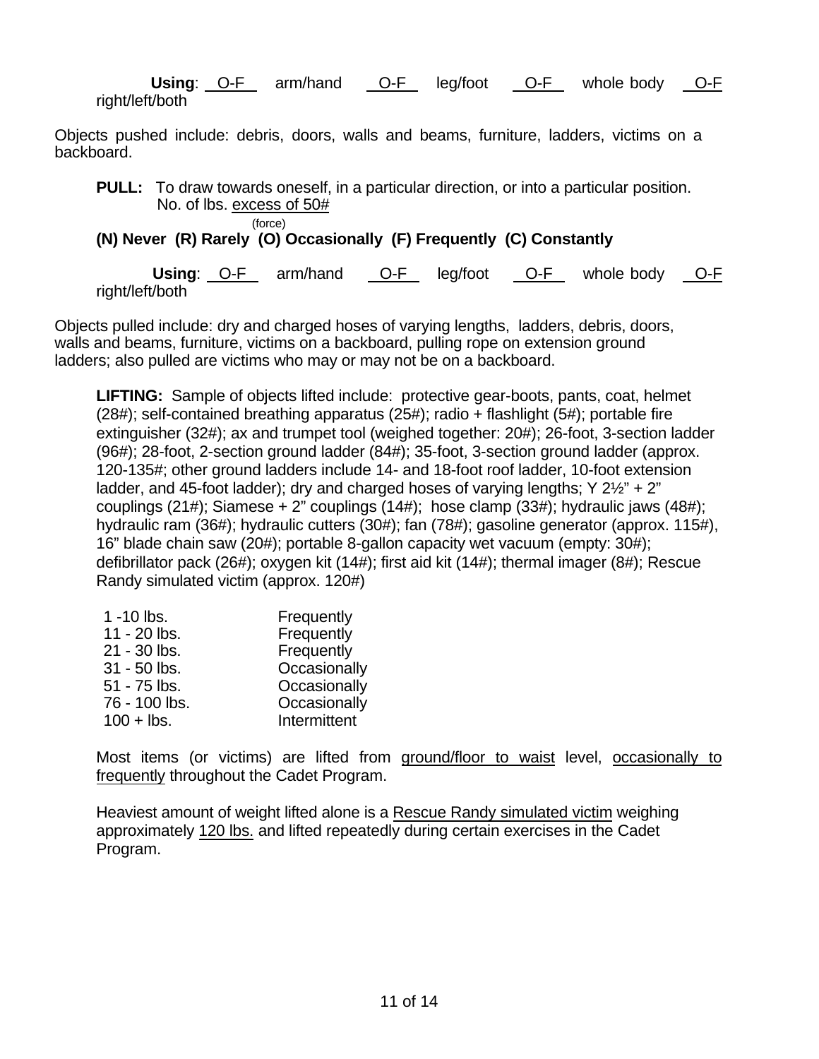**Using**: <u>O-F</u> arm/hand <u>O-F</u> leg/foot <u>O-F</u> whole body <u>O-F</u> right/left/both

Objects pushed include: debris, doors, walls and beams, furniture, ladders, victims on a backboard.

**PULL:** To draw towards oneself, in a particular direction, or into a particular position. No. of lbs. <u>excess of 50#</u> (force)

**(N) Never (R) Rarely (O) Occasionally (F) Frequently (C) Constantly**

**Using**: <u>O-F</u> arm/hand <u>O-F</u> leg/foot <u>O-F</u> whole body <u>O-F</u> right/left/both

Objects pulled include: dry and charged hoses of varying lengths, ladders, debris, doors, walls and beams, furniture, victims on a backboard, pulling rope on extension ground ladders; also pulled are victims who may or may not be on a backboard.

**LIFTING:** Sample of objects lifted include: protective gear-boots, pants, coat, helmet (28#); self-contained breathing apparatus (25#); radio + flashlight (5#); portable fire extinguisher (32#); ax and trumpet tool (weighed together: 20#); 26-foot, 3-section ladder (96#); 28-foot, 2-section ground ladder (84#); 35-foot, 3-section ground ladder (approx. 120-135#; other ground ladders include 14- and 18-foot roof ladder, 10-foot extension ladder, and 45-foot ladder); dry and charged hoses of varying lengths; Y 2½" + 2" couplings (21#); Siamese + 2" couplings (14#); hose clamp (33#); hydraulic jaws (48#); hydraulic ram (36#); hydraulic cutters (30#); fan (78#); gasoline generator (approx. 115#), 16" blade chain saw (20#); portable 8-gallon capacity wet vacuum (empty: 30#); defibrillator pack (26#); oxygen kit (14#); first aid kit (14#); thermal imager (8#); Rescue Randy simulated victim (approx. 120#)

| | |
|---|---|
| 1 -10 lbs. | Frequently |
| 11 - 20 lbs. | Frequently |
| 21 - 30 lbs. | Frequently |
| 31 - 50 lbs. | Occasionally |
| 51 - 75 lbs. | Occasionally |
| 76 - 100 lbs. | Occasionally |
| 100 + lbs. | Intermittent |

Most items (or victims) are lifted from <u>ground/floor to waist</u> level, <u>occasionally to frequently</u> throughout the Cadet Program.

Heaviest amount of weight lifted alone is a <u>Rescue Randy simulated victim</u> weighing approximately <u>120 lbs.</u> and lifted repeatedly during certain exercises in the Cadet Program.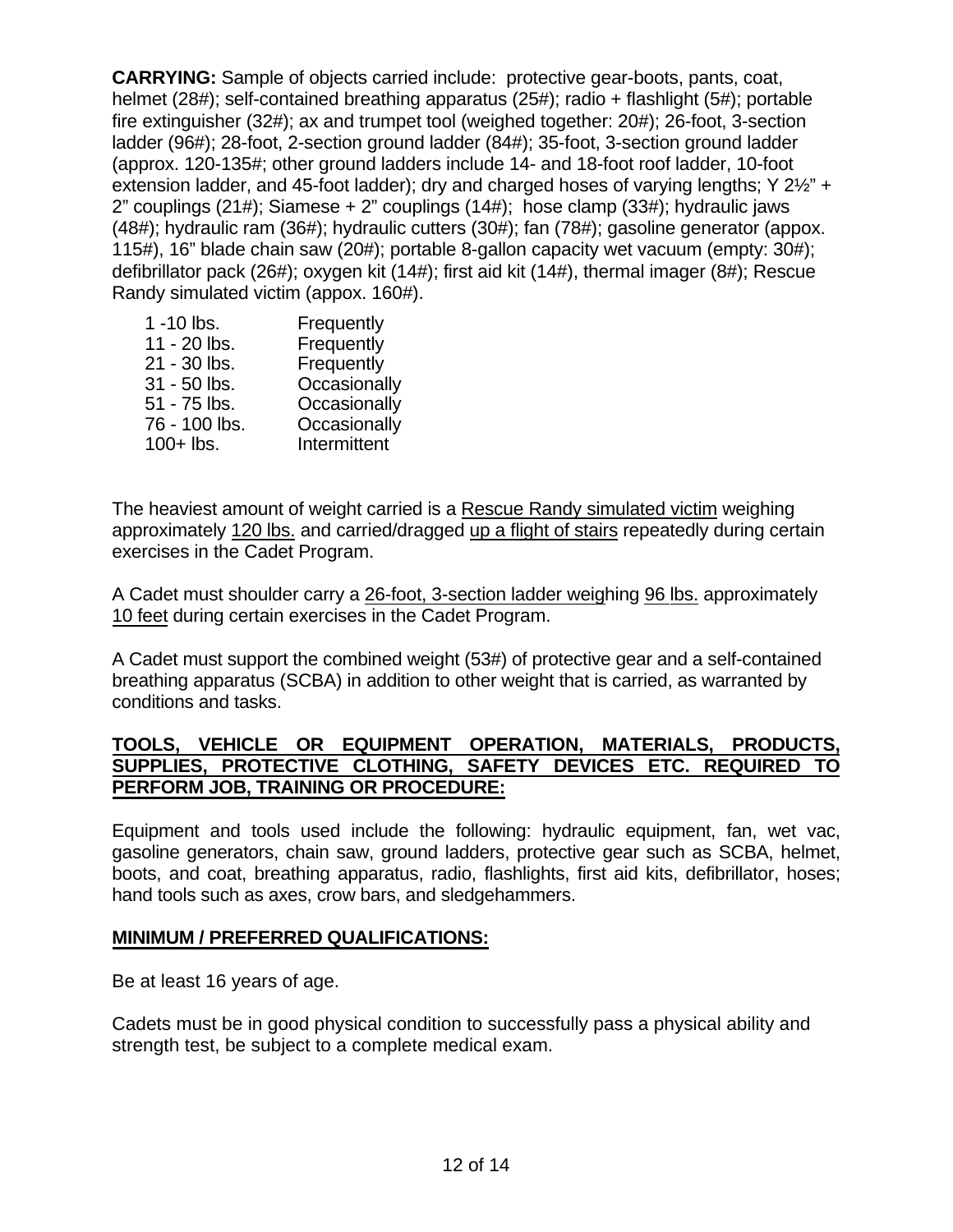**CARRYING:** Sample of objects carried include: protective gear-boots, pants, coat, helmet (28#); self-contained breathing apparatus (25#); radio + flashlight (5#); portable fire extinguisher (32#); ax and trumpet tool (weighed together: 20#); 26-foot, 3-section ladder (96#); 28-foot, 2-section ground ladder (84#); 35-foot, 3-section ground ladder (approx. 120-135#; other ground ladders include 14- and 18-foot roof ladder, 10-foot extension ladder, and 45-foot ladder); dry and charged hoses of varying lengths; Y 2½" + 2" couplings (21#); Siamese + 2" couplings (14#); hose clamp (33#); hydraulic jaws (48#); hydraulic ram (36#); hydraulic cutters (30#); fan (78#); gasoline generator (appox. 115#), 16" blade chain saw (20#); portable 8-gallon capacity wet vacuum (empty: 30#); defibrillator pack (26#); oxygen kit (14#); first aid kit (14#), thermal imager (8#); Rescue Randy simulated victim (appox. 160#).

| | |
|---|---|
| 1 -10 lbs. | Frequently |
| 11 - 20 lbs. | Frequently |
| 21 - 30 lbs. | Frequently |
| 31 - 50 lbs. | Occasionally |
| 51 - 75 lbs. | Occasionally |
| 76 - 100 lbs. | Occasionally |
| 100+ lbs. | Intermittent |

The heaviest amount of weight carried is a Rescue Randy simulated victim weighing approximately 120 lbs. and carried/dragged up a flight of stairs repeatedly during certain exercises in the Cadet Program.

A Cadet must shoulder carry a 26-foot, 3-section ladder weighing 96 lbs. approximately 10 feet during certain exercises in the Cadet Program.

A Cadet must support the combined weight (53#) of protective gear and a self-contained breathing apparatus (SCBA) in addition to other weight that is carried, as warranted by conditions and tasks.

**TOOLS, VEHICLE OR EQUIPMENT OPERATION, MATERIALS, PRODUCTS, SUPPLIES, PROTECTIVE CLOTHING, SAFETY DEVICES ETC. REQUIRED TO PERFORM JOB, TRAINING OR PROCEDURE:**

Equipment and tools used include the following: hydraulic equipment, fan, wet vac, gasoline generators, chain saw, ground ladders, protective gear such as SCBA, helmet, boots, and coat, breathing apparatus, radio, flashlights, first aid kits, defibrillator, hoses; hand tools such as axes, crow bars, and sledgehammers.

**MINIMUM / PREFERRED QUALIFICATIONS:**

Be at least 16 years of age.

Cadets must be in good physical condition to successfully pass a physical ability and strength test, be subject to a complete medical exam.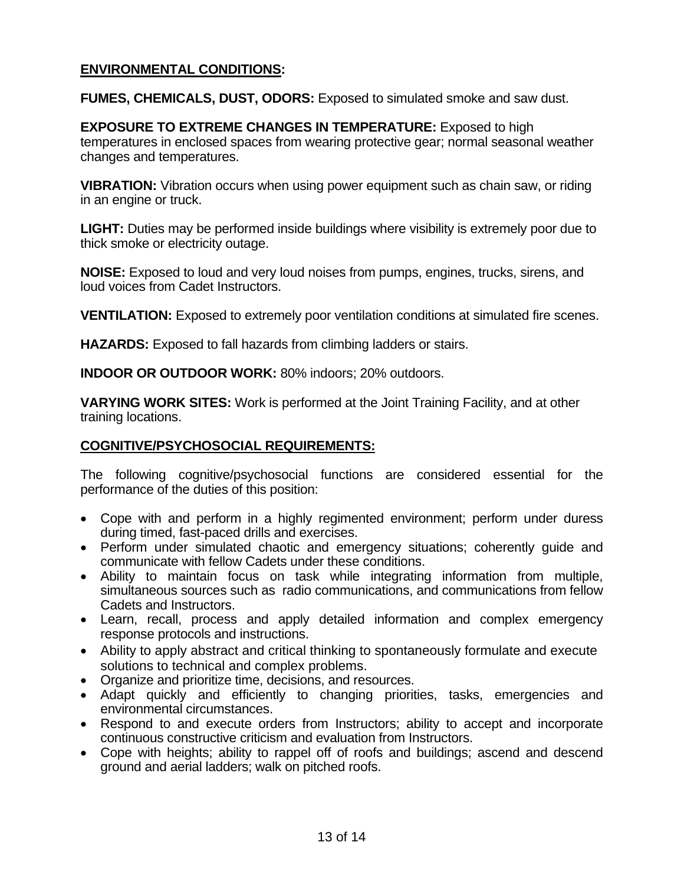**ENVIRONMENTAL CONDITIONS:**

**FUMES, CHEMICALS, DUST, ODORS:** Exposed to simulated smoke and saw dust.

**EXPOSURE TO EXTREME CHANGES IN TEMPERATURE:** Exposed to high temperatures in enclosed spaces from wearing protective gear; normal seasonal weather changes and temperatures.

**VIBRATION:** Vibration occurs when using power equipment such as chain saw, or riding in an engine or truck.

**LIGHT:** Duties may be performed inside buildings where visibility is extremely poor due to thick smoke or electricity outage.

**NOISE:** Exposed to loud and very loud noises from pumps, engines, trucks, sirens, and loud voices from Cadet Instructors.

**VENTILATION:** Exposed to extremely poor ventilation conditions at simulated fire scenes.

**HAZARDS:** Exposed to fall hazards from climbing ladders or stairs.

**INDOOR OR OUTDOOR WORK:** 80% indoors; 20% outdoors.

**VARYING WORK SITES:** Work is performed at the Joint Training Facility, and at other training locations.

**COGNITIVE/PSYCHOSOCIAL REQUIREMENTS:**

The following cognitive/psychosocial functions are considered essential for the performance of the duties of this position:

- Cope with and perform in a highly regimented environment; perform under duress during timed, fast-paced drills and exercises.
- Perform under simulated chaotic and emergency situations; coherently guide and communicate with fellow Cadets under these conditions.
- Ability to maintain focus on task while integrating information from multiple, simultaneous sources such as radio communications, and communications from fellow Cadets and Instructors.
- Learn, recall, process and apply detailed information and complex emergency response protocols and instructions.
- Ability to apply abstract and critical thinking to spontaneously formulate and execute solutions to technical and complex problems.
- Organize and prioritize time, decisions, and resources.
- Adapt quickly and efficiently to changing priorities, tasks, emergencies and environmental circumstances.
- Respond to and execute orders from Instructors; ability to accept and incorporate continuous constructive criticism and evaluation from Instructors.
- Cope with heights; ability to rappel off of roofs and buildings; ascend and descend ground and aerial ladders; walk on pitched roofs.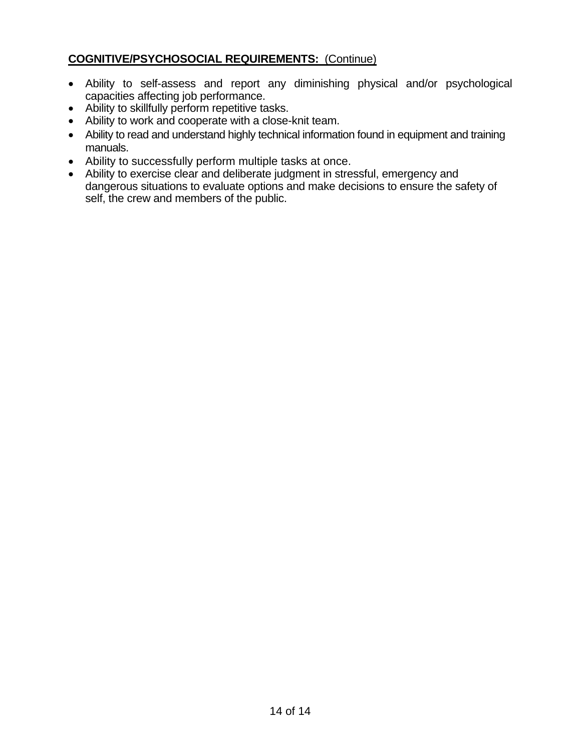**COGNITIVE/PSYCHOSOCIAL REQUIREMENTS:** (Continue)

- Ability to self-assess and report any diminishing physical and/or psychological capacities affecting job performance.
- Ability to skillfully perform repetitive tasks.
- Ability to work and cooperate with a close-knit team.
- Ability to read and understand highly technical information found in equipment and training manuals.
- Ability to successfully perform multiple tasks at once.
- Ability to exercise clear and deliberate judgment in stressful, emergency and dangerous situations to evaluate options and make decisions to ensure the safety of self, the crew and members of the public.